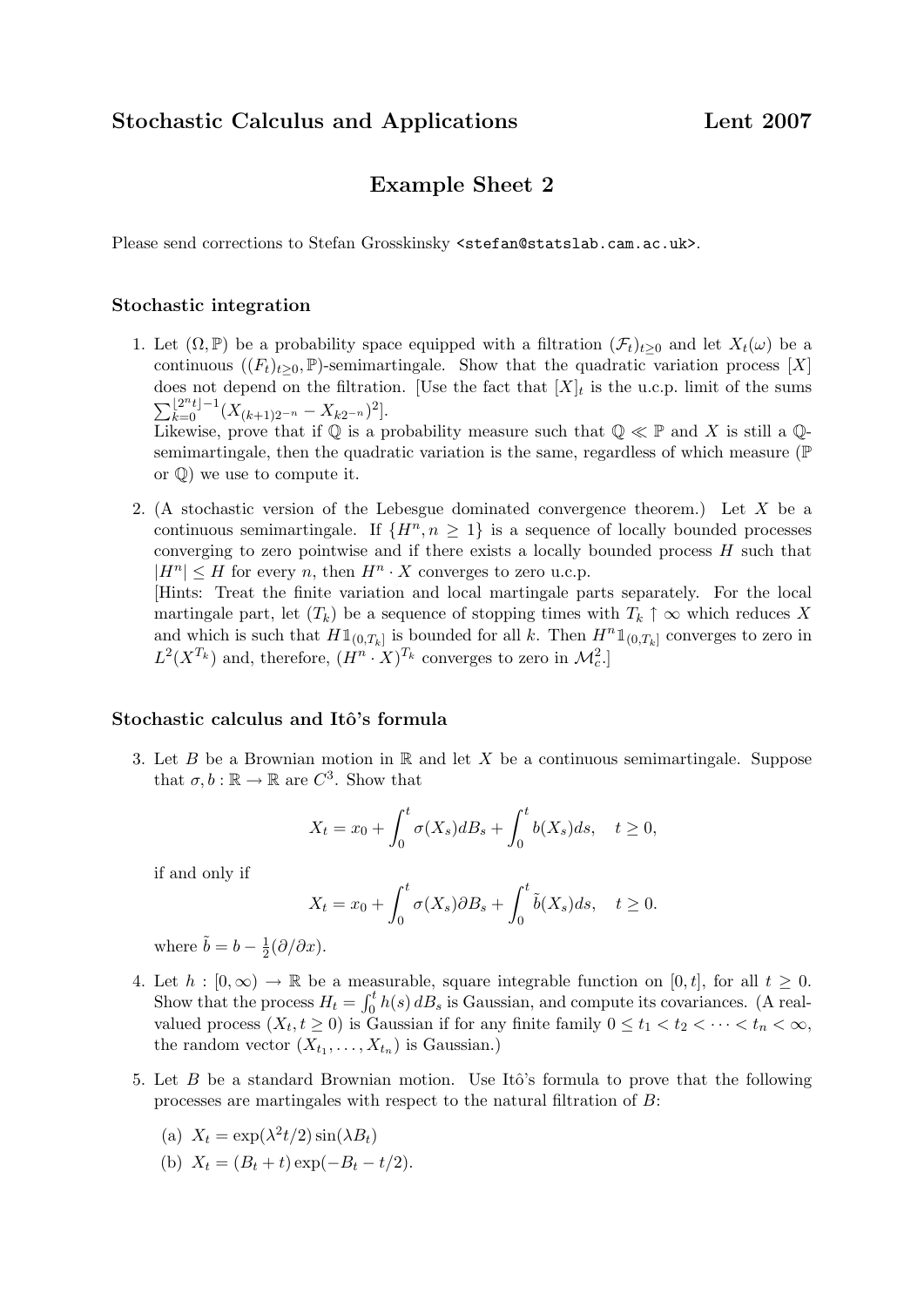**Stochastic Calculus and Applications** **Lent 2007**

# Example Sheet 2

Please send corrections to Stefan Grosskinsky <stefan@statslab.cam.ac.uk>.

### Stochastic integration

1. Let $(\Omega, \mathbb{P})$ be a probability space equipped with a filtration $(\mathcal{F}_t)_{t\geq 0}$ and let $X_t(\omega)$ be a continuous $((F_t)_{t\geq 0}, \mathbb{P})$-semimartingale. Show that the quadratic variation process $[X]$ does not depend on the filtration. [Use the fact that $[X]_t$ is the u.c.p. limit of the sums $\sum_{k=0}^{\lfloor 2^n t\rfloor -1}(X_{(k+1)2^{-n}} - X_{k2^{-n}})^2$].
   Likewise, prove that if $\mathbb{Q}$ is a probability measure such that $\mathbb{Q} \ll \mathbb{P}$ and $X$ is still a $\mathbb{Q}$-semimartingale, then the quadratic variation is the same, regardless of which measure ($\mathbb{P}$ or $\mathbb{Q}$) we use to compute it.

2. (A stochastic version of the Lebesgue dominated convergence theorem.) Let $X$ be a continuous semimartingale. If $\{H^n, n \geq 1\}$ is a sequence of locally bounded processes converging to zero pointwise and if there exists a locally bounded process $H$ such that $|H^n| \leq H$ for every $n$, then $H^n \cdot X$ converges to zero u.c.p.
   [Hints: Treat the finite variation and local martingale parts separately. For the local martingale part, let $(T_k)$ be a sequence of stopping times with $T_k \uparrow \infty$ which reduces $X$ and which is such that $H\mathbb{1}_{(0,T_k]}$ is bounded for all $k$. Then $H^n\mathbb{1}_{(0,T_k]}$ converges to zero in $L^2(X^{T_k})$ and, therefore, $(H^n \cdot X)^{T_k}$ converges to zero in $\mathcal{M}_c^2$.]

### Stochastic calculus and Itô's formula

3. Let $B$ be a Brownian motion in $\mathbb{R}$ and let $X$ be a continuous semimartingale. Suppose that $\sigma, b : \mathbb{R} \to \mathbb{R}$ are $C^3$. Show that

$$X_t = x_0 + \int_0^t \sigma(X_s)dB_s + \int_0^t b(X_s)ds, \quad t \geq 0,$$

   if and only if

$$X_t = x_0 + \int_0^t \sigma(X_s)\partial B_s + \int_0^t \tilde{b}(X_s)ds, \quad t \geq 0.$$

   where $\tilde{b} = b - \frac{1}{2}(\partial/\partial x)$.

4. Let $h : [0, \infty) \to \mathbb{R}$ be a measurable, square integrable function on $[0, t]$, for all $t \geq 0$. Show that the process $H_t = \int_0^t h(s)\, dB_s$ is Gaussian, and compute its covariances. (A real-valued process $(X_t, t \geq 0)$ is Gaussian if for any finite family $0 \leq t_1 < t_2 < \cdots < t_n < \infty$, the random vector $(X_{t_1}, \ldots, X_{t_n})$ is Gaussian.)

5. Let $B$ be a standard Brownian motion. Use Itô's formula to prove that the following processes are martingales with respect to the natural filtration of $B$:

   (a) $X_t = \exp(\lambda^2 t/2) \sin(\lambda B_t)$

   (b) $X_t = (B_t + t) \exp(-B_t - t/2)$.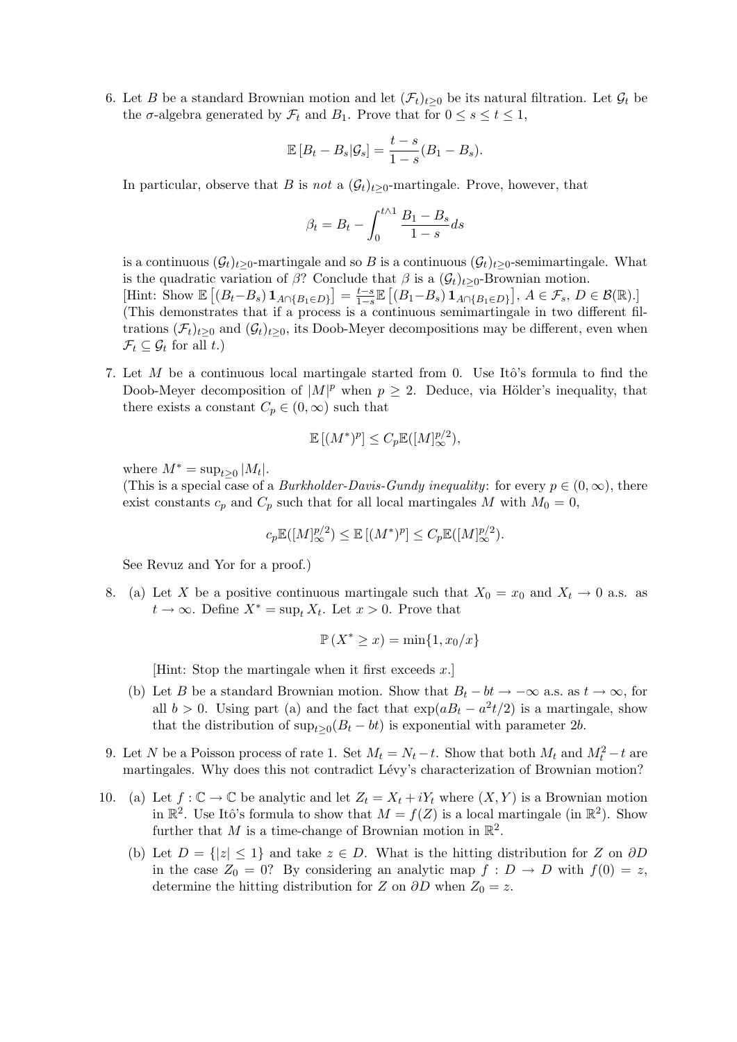6. Let $B$ be a standard Brownian motion and let $(\mathcal{F}_t)_{t \geq 0}$ be its natural filtration. Let $\mathcal{G}_t$ be the $\sigma$-algebra generated by $\mathcal{F}_t$ and $B_1$. Prove that for $0 \leq s \leq t \leq 1$,

$$\mathbb{E}\left[B_t - B_s | \mathcal{G}_s\right] = \frac{t-s}{1-s}(B_1 - B_s).$$

In particular, observe that $B$ is *not* a $(\mathcal{G}_t)_{t \geq 0}$-martingale. Prove, however, that

$$\beta_t = B_t - \int_0^{t \wedge 1} \frac{B_1 - B_s}{1-s} ds$$

is a continuous $(\mathcal{G}_t)_{t \geq 0}$-martingale and so $B$ is a continuous $(\mathcal{G}_t)_{t \geq 0}$-semimartingale. What is the quadratic variation of $\beta$? Conclude that $\beta$ is a $(\mathcal{G}_t)_{t \geq 0}$-Brownian motion.
[Hint: Show $\mathbb{E}\left[(B_t - B_s)\mathbf{1}_{A \cap \{B_1 \in D\}}\right] = \frac{t-s}{1-s}\mathbb{E}\left[(B_1 - B_s)\mathbf{1}_{A \cap \{B_1 \in D\}}\right]$, $A \in \mathcal{F}_s$, $D \in \mathcal{B}(\mathbb{R})$.]
(This demonstrates that if a process is a continuous semimartingale in two different filtrations $(\mathcal{F}_t)_{t \geq 0}$ and $(\mathcal{G}_t)_{t \geq 0}$, its Doob-Meyer decompositions may be different, even when $\mathcal{F}_t \subseteq \mathcal{G}_t$ for all $t$.)

7. Let $M$ be a continuous local martingale started from 0. Use Itô's formula to find the Doob-Meyer decomposition of $|M|^p$ when $p \geq 2$. Deduce, via Hölder's inequality, that there exists a constant $C_p \in (0, \infty)$ such that

$$\mathbb{E}\left[(M^*)^p\right] \leq C_p \mathbb{E}([M]_\infty^{p/2}),$$

where $M^* = \sup_{t \geq 0} |M_t|$.
(This is a special case of a *Burkholder-Davis-Gundy inequality*: for every $p \in (0, \infty)$, there exist constants $c_p$ and $C_p$ such that for all local martingales $M$ with $M_0 = 0$,

$$c_p \mathbb{E}([M]_\infty^{p/2}) \leq \mathbb{E}\left[(M^*)^p\right] \leq C_p \mathbb{E}([M]_\infty^{p/2}).$$

See Revuz and Yor for a proof.)

8. (a) Let $X$ be a positive continuous martingale such that $X_0 = x_0$ and $X_t \to 0$ a.s. as $t \to \infty$. Define $X^* = \sup_t X_t$. Let $x > 0$. Prove that

$$\mathbb{P}\left(X^* \geq x\right) = \min\{1, x_0/x\}$$

[Hint: Stop the martingale when it first exceeds $x$.]

(b) Let $B$ be a standard Brownian motion. Show that $B_t - bt \to -\infty$ a.s. as $t \to \infty$, for all $b > 0$. Using part (a) and the fact that $\exp(aB_t - a^2 t/2)$ is a martingale, show that the distribution of $\sup_{t \geq 0}(B_t - bt)$ is exponential with parameter $2b$.

9. Let $N$ be a Poisson process of rate 1. Set $M_t = N_t - t$. Show that both $M_t$ and $M_t^2 - t$ are martingales. Why does this not contradict Lévy's characterization of Brownian motion?

10. (a) Let $f : \mathbb{C} \to \mathbb{C}$ be analytic and let $Z_t = X_t + iY_t$ where $(X, Y)$ is a Brownian motion in $\mathbb{R}^2$. Use Itô's formula to show that $M = f(Z)$ is a local martingale (in $\mathbb{R}^2$). Show further that $M$ is a time-change of Brownian motion in $\mathbb{R}^2$.

(b) Let $D = \{|z| \leq 1\}$ and take $z \in D$. What is the hitting distribution for $Z$ on $\partial D$ in the case $Z_0 = 0$? By considering an analytic map $f : D \to D$ with $f(0) = z$, determine the hitting distribution for $Z$ on $\partial D$ when $Z_0 = z$.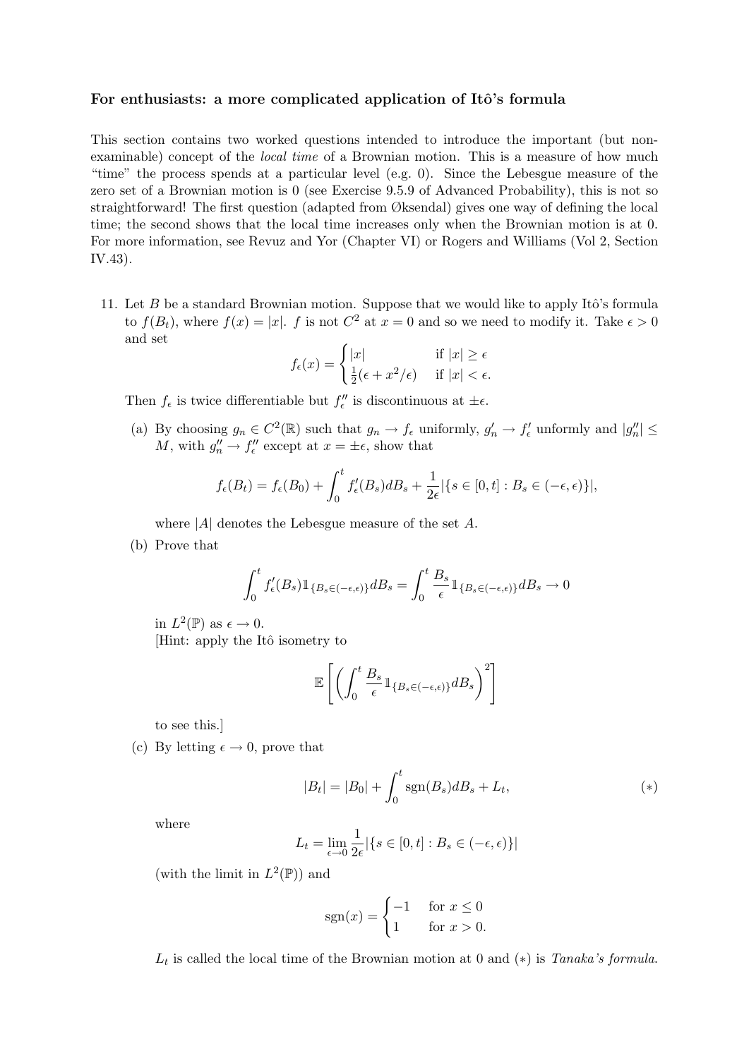### For enthusiasts: a more complicated application of Itô's formula

This section contains two worked questions intended to introduce the important (but non-examinable) concept of the *local time* of a Brownian motion. This is a measure of how much "time" the process spends at a particular level (e.g. 0). Since the Lebesgue measure of the zero set of a Brownian motion is 0 (see Exercise 9.5.9 of Advanced Probability), this is not so straightforward! The first question (adapted from Øksendal) gives one way of defining the local time; the second shows that the local time increases only when the Brownian motion is at 0. For more information, see Revuz and Yor (Chapter VI) or Rogers and Williams (Vol 2, Section IV.43).

11. Let $B$ be a standard Brownian motion. Suppose that we would like to apply Itô's formula to $f(B_t)$, where $f(x) = |x|$. $f$ is not $C^2$ at $x = 0$ and so we need to modify it. Take $\epsilon > 0$ and set

$$f_\epsilon(x) = \begin{cases} |x| & \text{if } |x| \geq \epsilon \\ \frac{1}{2}(\epsilon + x^2/\epsilon) & \text{if } |x| < \epsilon. \end{cases}$$

Then $f_\epsilon$ is twice differentiable but $f_\epsilon''$ is discontinuous at $\pm\epsilon$.

(a) By choosing $g_n \in C^2(\mathbb{R})$ such that $g_n \to f_\epsilon$ uniformly, $g_n' \to f_\epsilon'$ unformly and $|g_n''| \leq M$, with $g_n'' \to f_\epsilon''$ except at $x = \pm\epsilon$, show that

$$f_\epsilon(B_t) = f_\epsilon(B_0) + \int_0^t f_\epsilon'(B_s)dB_s + \frac{1}{2\epsilon}|\{s \in [0,t] : B_s \in (-\epsilon, \epsilon)\}|,$$

where $|A|$ denotes the Lebesgue measure of the set $A$.

(b) Prove that

$$\int_0^t f_\epsilon'(B_s)\mathbb{1}_{\{B_s \in (-\epsilon,\epsilon)\}}dB_s = \int_0^t \frac{B_s}{\epsilon}\mathbb{1}_{\{B_s \in (-\epsilon,\epsilon)\}}dB_s \to 0$$

in $L^2(\mathbb{P})$ as $\epsilon \to 0$.
[Hint: apply the Itô isometry to

$$\mathbb{E}\left[\left(\int_0^t \frac{B_s}{\epsilon}\mathbb{1}_{\{B_s \in (-\epsilon,\epsilon)\}}dB_s\right)^2\right]$$

to see this.]

(c) By letting $\epsilon \to 0$, prove that

$$|B_t| = |B_0| + \int_0^t \operatorname{sgn}(B_s)dB_s + L_t, \qquad (*)$$

where

$$L_t = \lim_{\epsilon \to 0} \frac{1}{2\epsilon}|\{s \in [0,t] : B_s \in (-\epsilon, \epsilon)\}|$$

(with the limit in $L^2(\mathbb{P})$) and

$$\operatorname{sgn}(x) = \begin{cases} -1 & \text{for } x \leq 0 \\ 1 & \text{for } x > 0. \end{cases}$$

$L_t$ is called the local time of the Brownian motion at 0 and $(*)$ is *Tanaka's formula*.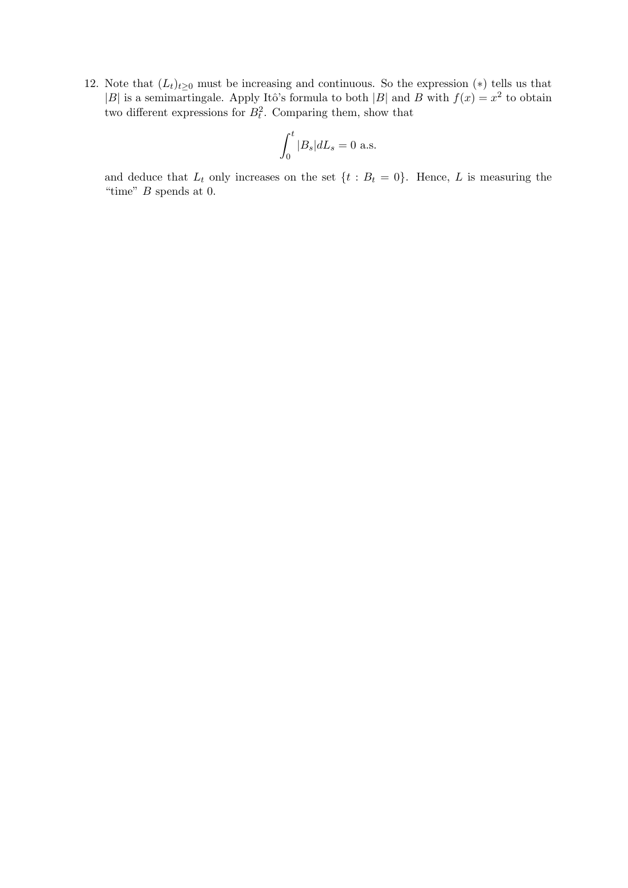12. Note that $(L_t)_{t\geq 0}$ must be increasing and continuous. So the expression $(*)$ tells us that $|B|$ is a semimartingale. Apply Itô's formula to both $|B|$ and $B$ with $f(x) = x^2$ to obtain two different expressions for $B_t^2$. Comparing them, show that

$$\int_0^t |B_s| dL_s = 0 \text{ a.s.}$$

and deduce that $L_t$ only increases on the set $\{t : B_t = 0\}$. Hence, $L$ is measuring the "time" $B$ spends at 0.